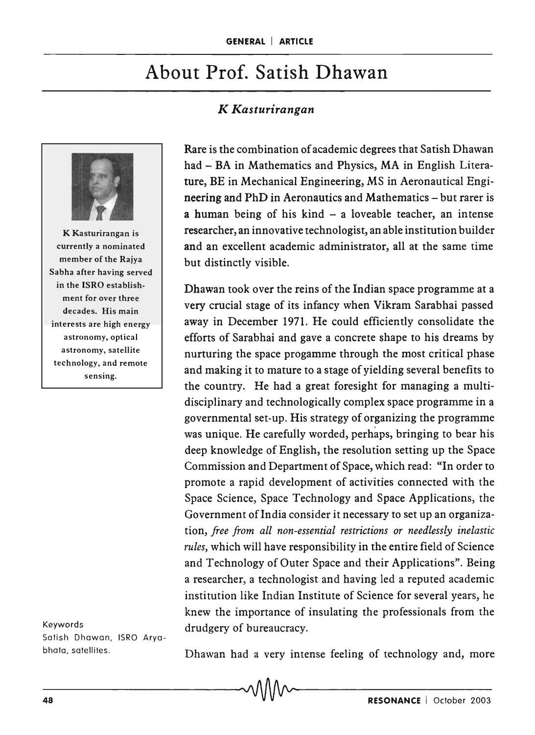# About Prof. Satish Dhawan

*K Kasturirangan*

K Kasturirangan is currently a nominated member of the Rajya Sabha after having served in the ISRO establishment for over three decades. His main interests are high energy astronomy, optical astronomy, satellite technology, and remote sensing.

Rare is the combination of academic degrees that Satish Dhawan had – BA in Mathematics and Physics, MA in English Literature, BE in Mechanical Engineering, MS in Aeronautical Engineering and PhD in Aeronautics and Mathematics – but rarer is a human being of his kind – a loveable teacher, an intense researcher, an innovative technologist, an able institution builder and an excellent academic administrator, all at the same time but distinctly visible.

Dhawan took over the reins of the Indian space programme at a very crucial stage of its infancy when Vikram Sarabhai passed away in December 1971. He could efficiently consolidate the efforts of Sarabhai and gave a concrete shape to his dreams by nurturing the space progamme through the most critical phase and making it to mature to a stage of yielding several benefits to the country. He had a great foresight for managing a multi-disciplinary and technologically complex space programme in a governmental set-up. His strategy of organizing the programme was unique. He carefully worded, perhaps, bringing to bear his deep knowledge of English, the resolution setting up the Space Commission and Department of Space, which read: "In order to promote a rapid development of activities connected with the Space Science, Space Technology and Space Applications, the Government of India consider it necessary to set up an organization, *free from all non-essential restrictions or needlessly inelastic rules*, which will have responsibility in the entire field of Science and Technology of Outer Space and their Applications". Being a researcher, a technologist and having led a reputed academic institution like Indian Institute of Science for several years, he knew the importance of insulating the professionals from the drudgery of bureaucracy.

Keywords
Satish Dhawan, ISRO Aryabhata, satellites.

Dhawan had a very intense feeling of technology and, more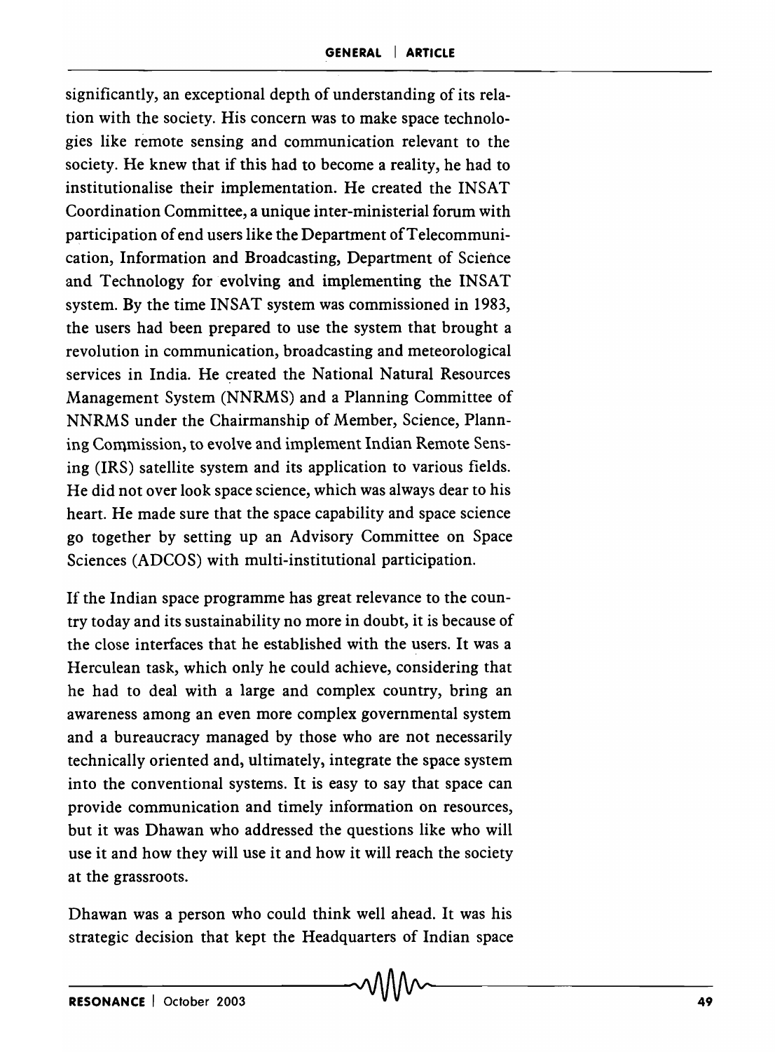significantly, an exceptional depth of understanding of its relation with the society. His concern was to make space technologies like remote sensing and communication relevant to the society. He knew that if this had to become a reality, he had to institutionalise their implementation. He created the INSAT Coordination Committee, a unique inter-ministerial forum with participation of end users like the Department of Telecommunication, Information and Broadcasting, Department of Science and Technology for evolving and implementing the INSAT system. By the time INSAT system was commissioned in 1983, the users had been prepared to use the system that brought a revolution in communication, broadcasting and meteorological services in India. He created the National Natural Resources Management System (NNRMS) and a Planning Committee of NNRMS under the Chairmanship of Member, Science, Planning Commission, to evolve and implement Indian Remote Sensing (IRS) satellite system and its application to various fields. He did not over look space science, which was always dear to his heart. He made sure that the space capability and space science go together by setting up an Advisory Committee on Space Sciences (ADCOS) with multi-institutional participation.

If the Indian space programme has great relevance to the country today and its sustainability no more in doubt, it is because of the close interfaces that he established with the users. It was a Herculean task, which only he could achieve, considering that he had to deal with a large and complex country, bring an awareness among an even more complex governmental system and a bureaucracy managed by those who are not necessarily technically oriented and, ultimately, integrate the space system into the conventional systems. It is easy to say that space can provide communication and timely information on resources, but it was Dhawan who addressed the questions like who will use it and how they will use it and how it will reach the society at the grassroots.

Dhawan was a person who could think well ahead. It was his strategic decision that kept the Headquarters of Indian space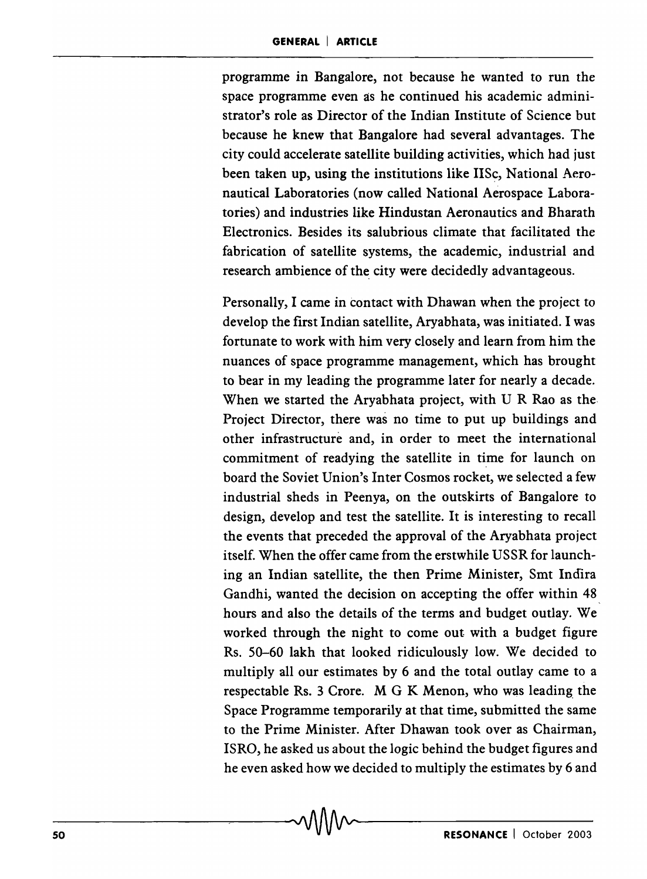programme in Bangalore, not because he wanted to run the space programme even as he continued his academic administrator's role as Director of the Indian Institute of Science but because he knew that Bangalore had several advantages. The city could accelerate satellite building activities, which had just been taken up, using the institutions like IISc, National Aeronautical Laboratories (now called National Aerospace Laboratories) and industries like Hindustan Aeronautics and Bharath Electronics. Besides its salubrious climate that facilitated the fabrication of satellite systems, the academic, industrial and research ambience of the city were decidedly advantageous.

Personally, I came in contact with Dhawan when the project to develop the first Indian satellite, Aryabhata, was initiated. I was fortunate to work with him very closely and learn from him the nuances of space programme management, which has brought to bear in my leading the programme later for nearly a decade. When we started the Aryabhata project, with U R Rao as the Project Director, there was no time to put up buildings and other infrastructure and, in order to meet the international commitment of readying the satellite in time for launch on board the Soviet Union's Inter Cosmos rocket, we selected a few industrial sheds in Peenya, on the outskirts of Bangalore to design, develop and test the satellite. It is interesting to recall the events that preceded the approval of the Aryabhata project itself. When the offer came from the erstwhile USSR for launching an Indian satellite, the then Prime Minister, Smt Indira Gandhi, wanted the decision on accepting the offer within 48 hours and also the details of the terms and budget outlay. We worked through the night to come out with a budget figure Rs. 50–60 lakh that looked ridiculously low. We decided to multiply all our estimates by 6 and the total outlay came to a respectable Rs. 3 Crore. M G K Menon, who was leading the Space Programme temporarily at that time, submitted the same to the Prime Minister. After Dhawan took over as Chairman, ISRO, he asked us about the logic behind the budget figures and he even asked how we decided to multiply the estimates by 6 and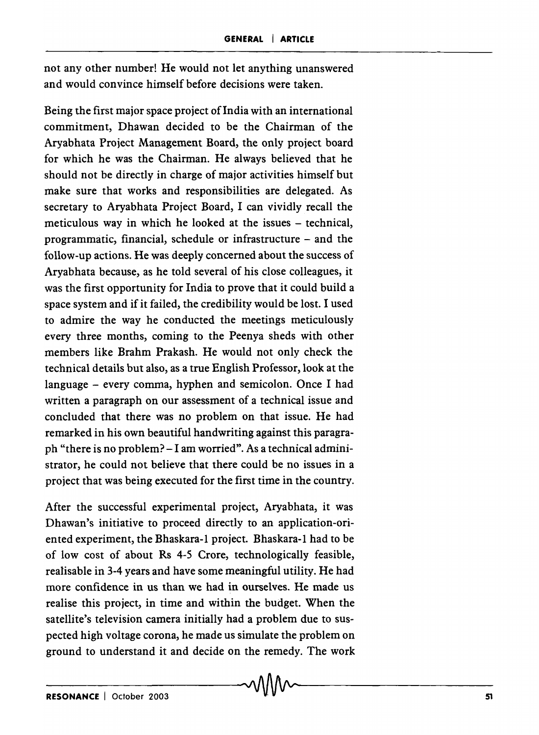not any other number! He would not let anything unanswered and would convince himself before decisions were taken.

Being the first major space project of India with an international commitment, Dhawan decided to be the Chairman of the Aryabhata Project Management Board, the only project board for which he was the Chairman. He always believed that he should not be directly in charge of major activities himself but make sure that works and responsibilities are delegated. As secretary to Aryabhata Project Board, I can vividly recall the meticulous way in which he looked at the issues – technical, programmatic, financial, schedule or infrastructure – and the follow-up actions. He was deeply concerned about the success of Aryabhata because, as he told several of his close colleagues, it was the first opportunity for India to prove that it could build a space system and if it failed, the credibility would be lost. I used to admire the way he conducted the meetings meticulously every three months, coming to the Peenya sheds with other members like Brahm Prakash. He would not only check the technical details but also, as a true English Professor, look at the language – every comma, hyphen and semicolon. Once I had written a paragraph on our assessment of a technical issue and concluded that there was no problem on that issue. He had remarked in his own beautiful handwriting against this paragraph "there is no problem? – I am worried". As a technical administrator, he could not believe that there could be no issues in a project that was being executed for the first time in the country.

After the successful experimental project, Aryabhata, it was Dhawan's initiative to proceed directly to an application-oriented experiment, the Bhaskara-1 project. Bhaskara-1 had to be of low cost of about Rs 4-5 Crore, technologically feasible, realisable in 3-4 years and have some meaningful utility. He had more confidence in us than we had in ourselves. He made us realise this project, in time and within the budget. When the satellite's television camera initially had a problem due to suspected high voltage corona, he made us simulate the problem on ground to understand it and decide on the remedy. The work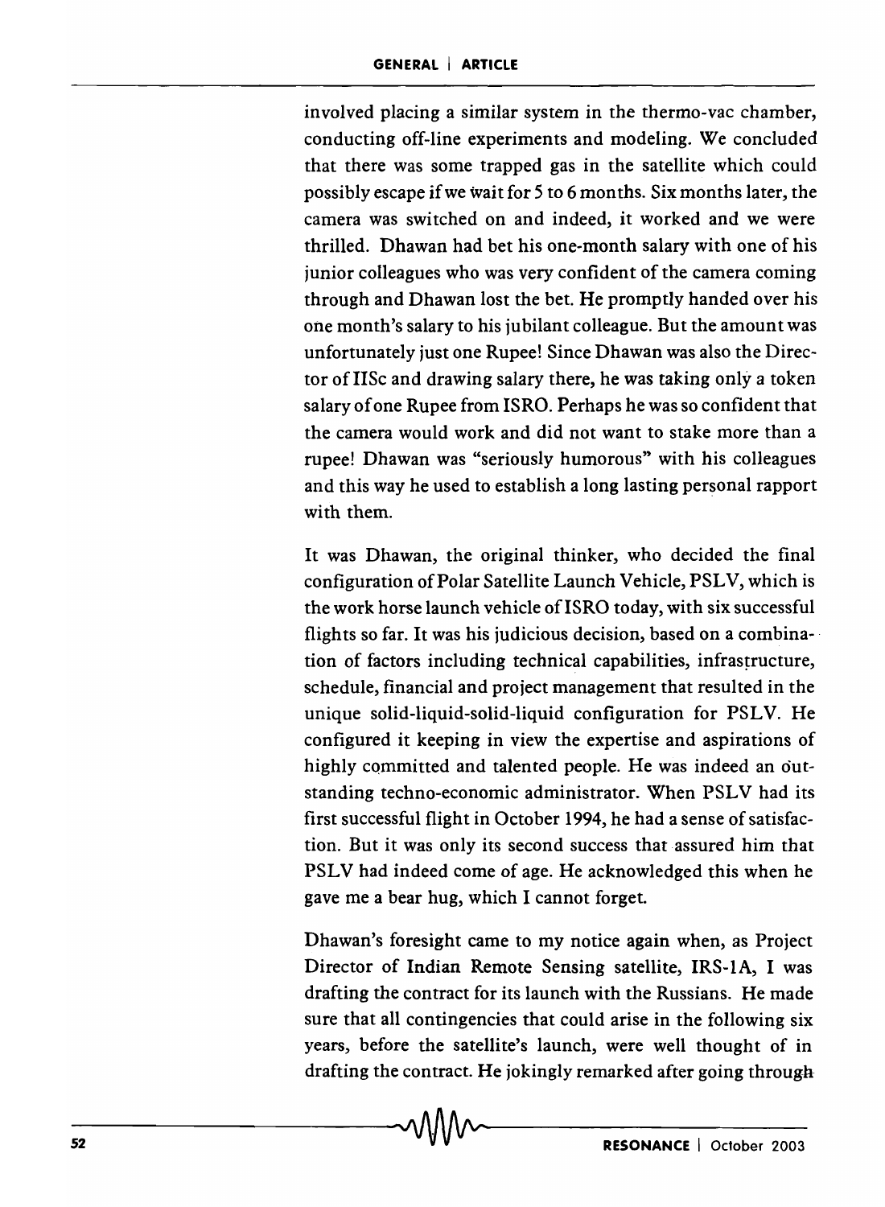involved placing a similar system in the thermo-vac chamber, conducting off-line experiments and modeling. We concluded that there was some trapped gas in the satellite which could possibly escape if we wait for 5 to 6 months. Six months later, the camera was switched on and indeed, it worked and we were thrilled. Dhawan had bet his one-month salary with one of his junior colleagues who was very confident of the camera coming through and Dhawan lost the bet. He promptly handed over his one month's salary to his jubilant colleague. But the amount was unfortunately just one Rupee! Since Dhawan was also the Director of IISc and drawing salary there, he was taking only a token salary of one Rupee from ISRO. Perhaps he was so confident that the camera would work and did not want to stake more than a rupee! Dhawan was "seriously humorous" with his colleagues and this way he used to establish a long lasting personal rapport with them.

It was Dhawan, the original thinker, who decided the final configuration of Polar Satellite Launch Vehicle, PSLV, which is the work horse launch vehicle of ISRO today, with six successful flights so far. It was his judicious decision, based on a combination of factors including technical capabilities, infrastructure, schedule, financial and project management that resulted in the unique solid-liquid-solid-liquid configuration for PSLV. He configured it keeping in view the expertise and aspirations of highly committed and talented people. He was indeed an outstanding techno-economic administrator. When PSLV had its first successful flight in October 1994, he had a sense of satisfaction. But it was only its second success that assured him that PSLV had indeed come of age. He acknowledged this when he gave me a bear hug, which I cannot forget.

Dhawan's foresight came to my notice again when, as Project Director of Indian Remote Sensing satellite, IRS-1A, I was drafting the contract for its launch with the Russians. He made sure that all contingencies that could arise in the following six years, before the satellite's launch, were well thought of in drafting the contract. He jokingly remarked after going through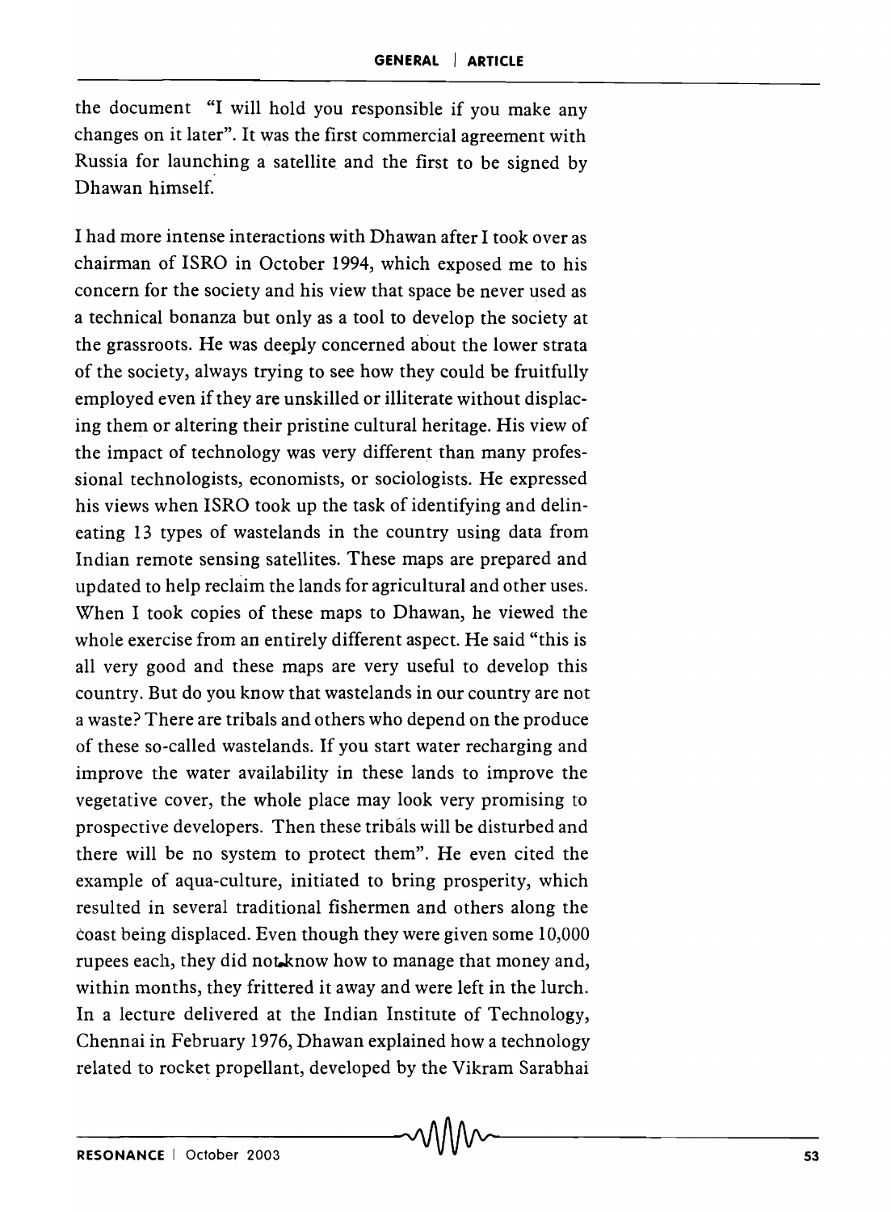the document "I will hold you responsible if you make any changes on it later". It was the first commercial agreement with Russia for launching a satellite and the first to be signed by Dhawan himself.

I had more intense interactions with Dhawan after I took over as chairman of ISRO in October 1994, which exposed me to his concern for the society and his view that space be never used as a technical bonanza but only as a tool to develop the society at the grassroots. He was deeply concerned about the lower strata of the society, always trying to see how they could be fruitfully employed even if they are unskilled or illiterate without displacing them or altering their pristine cultural heritage. His view of the impact of technology was very different than many professional technologists, economists, or sociologists. He expressed his views when ISRO took up the task of identifying and delineating 13 types of wastelands in the country using data from Indian remote sensing satellites. These maps are prepared and updated to help reclaim the lands for agricultural and other uses. When I took copies of these maps to Dhawan, he viewed the whole exercise from an entirely different aspect. He said "this is all very good and these maps are very useful to develop this country. But do you know that wastelands in our country are not a waste? There are tribals and others who depend on the produce of these so-called wastelands. If you start water recharging and improve the water availability in these lands to improve the vegetative cover, the whole place may look very promising to prospective developers. Then these tribals will be disturbed and there will be no system to protect them". He even cited the example of aqua-culture, initiated to bring prosperity, which resulted in several traditional fishermen and others along the coast being displaced. Even though they were given some 10,000 rupees each, they did not know how to manage that money and, within months, they frittered it away and were left in the lurch. In a lecture delivered at the Indian Institute of Technology, Chennai in February 1976, Dhawan explained how a technology related to rocket propellant, developed by the Vikram Sarabhai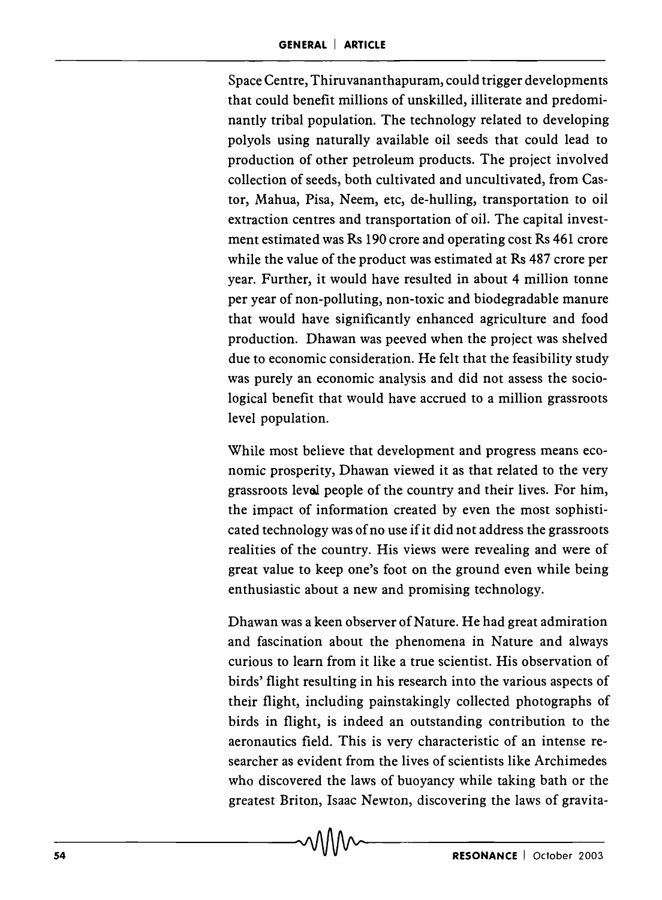Space Centre, Thiruvananthapuram, could trigger developments that could benefit millions of unskilled, illiterate and predominantly tribal population. The technology related to developing polyols using naturally available oil seeds that could lead to production of other petroleum products. The project involved collection of seeds, both cultivated and uncultivated, from Castor, Mahua, Pisa, Neem, etc, de-hulling, transportation to oil extraction centres and transportation of oil. The capital investment estimated was Rs 190 crore and operating cost Rs 461 crore while the value of the product was estimated at Rs 487 crore per year. Further, it would have resulted in about 4 million tonne per year of non-polluting, non-toxic and biodegradable manure that would have significantly enhanced agriculture and food production. Dhawan was peeved when the project was shelved due to economic consideration. He felt that the feasibility study was purely an economic analysis and did not assess the sociological benefit that would have accrued to a million grassroots level population.

While most believe that development and progress means economic prosperity, Dhawan viewed it as that related to the very grassroots level people of the country and their lives. For him, the impact of information created by even the most sophisticated technology was of no use if it did not address the grassroots realities of the country. His views were revealing and were of great value to keep one's foot on the ground even while being enthusiastic about a new and promising technology.

Dhawan was a keen observer of Nature. He had great admiration and fascination about the phenomena in Nature and always curious to learn from it like a true scientist. His observation of birds' flight resulting in his research into the various aspects of their flight, including painstakingly collected photographs of birds in flight, is indeed an outstanding contribution to the aeronautics field. This is very characteristic of an intense researcher as evident from the lives of scientists like Archimedes who discovered the laws of buoyancy while taking bath or the greatest Briton, Isaac Newton, discovering the laws of gravita-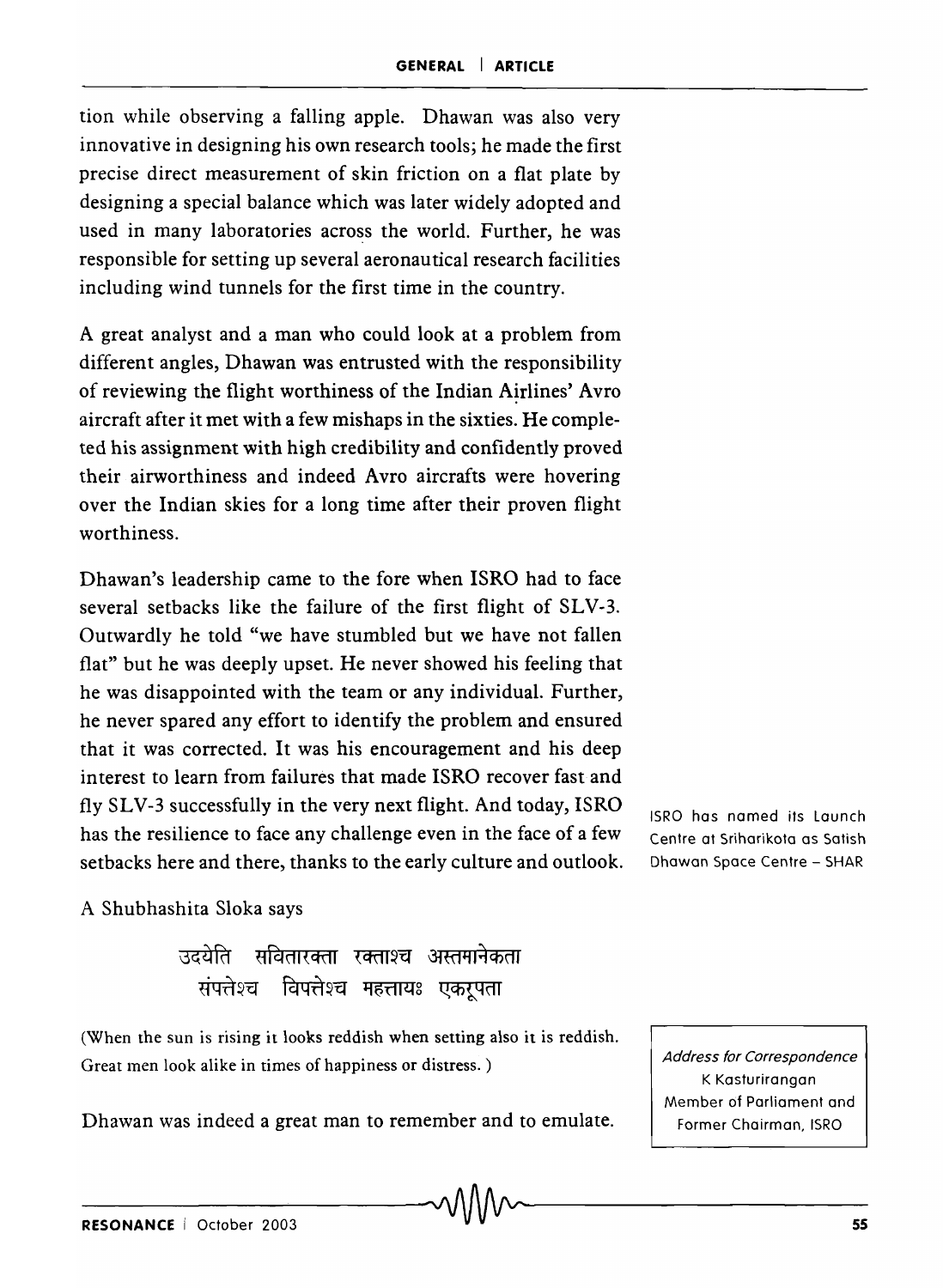tion while observing a falling apple. Dhawan was also very innovative in designing his own research tools; he made the first precise direct measurement of skin friction on a flat plate by designing a special balance which was later widely adopted and used in many laboratories across the world. Further, he was responsible for setting up several aeronautical research facilities including wind tunnels for the first time in the country.

A great analyst and a man who could look at a problem from different angles, Dhawan was entrusted with the responsibility of reviewing the flight worthiness of the Indian Airlines' Avro aircraft after it met with a few mishaps in the sixties. He completed his assignment with high credibility and confidently proved their airworthiness and indeed Avro aircrafts were hovering over the Indian skies for a long time after their proven flight worthiness.

Dhawan's leadership came to the fore when ISRO had to face several setbacks like the failure of the first flight of SLV-3. Outwardly he told "we have stumbled but we have not fallen flat" but he was deeply upset. He never showed his feeling that he was disappointed with the team or any individual. Further, he never spared any effort to identify the problem and ensured that it was corrected. It was his encouragement and his deep interest to learn from failures that made ISRO recover fast and fly SLV-3 successfully in the very next flight. And today, ISRO has the resilience to face any challenge even in the face of a few setbacks here and there, thanks to the early culture and outlook.

ISRO has named its Launch Centre at Sriharikota as Satish Dhawan Space Centre – SHAR

A Shubhashita Sloka says

उदयेति सवितारक्ता रक्ताश्च अस्तमानेकता
संपत्तेश्च विपत्तेश्च महत्तायः एकरूपता

(When the sun is rising it looks reddish when setting also it is reddish. Great men look alike in times of happiness or distress.)

Dhawan was indeed a great man to remember and to emulate.

*Address for Correspondence*
K Kasturirangan
Member of Parliament and
Former Chairman, ISRO